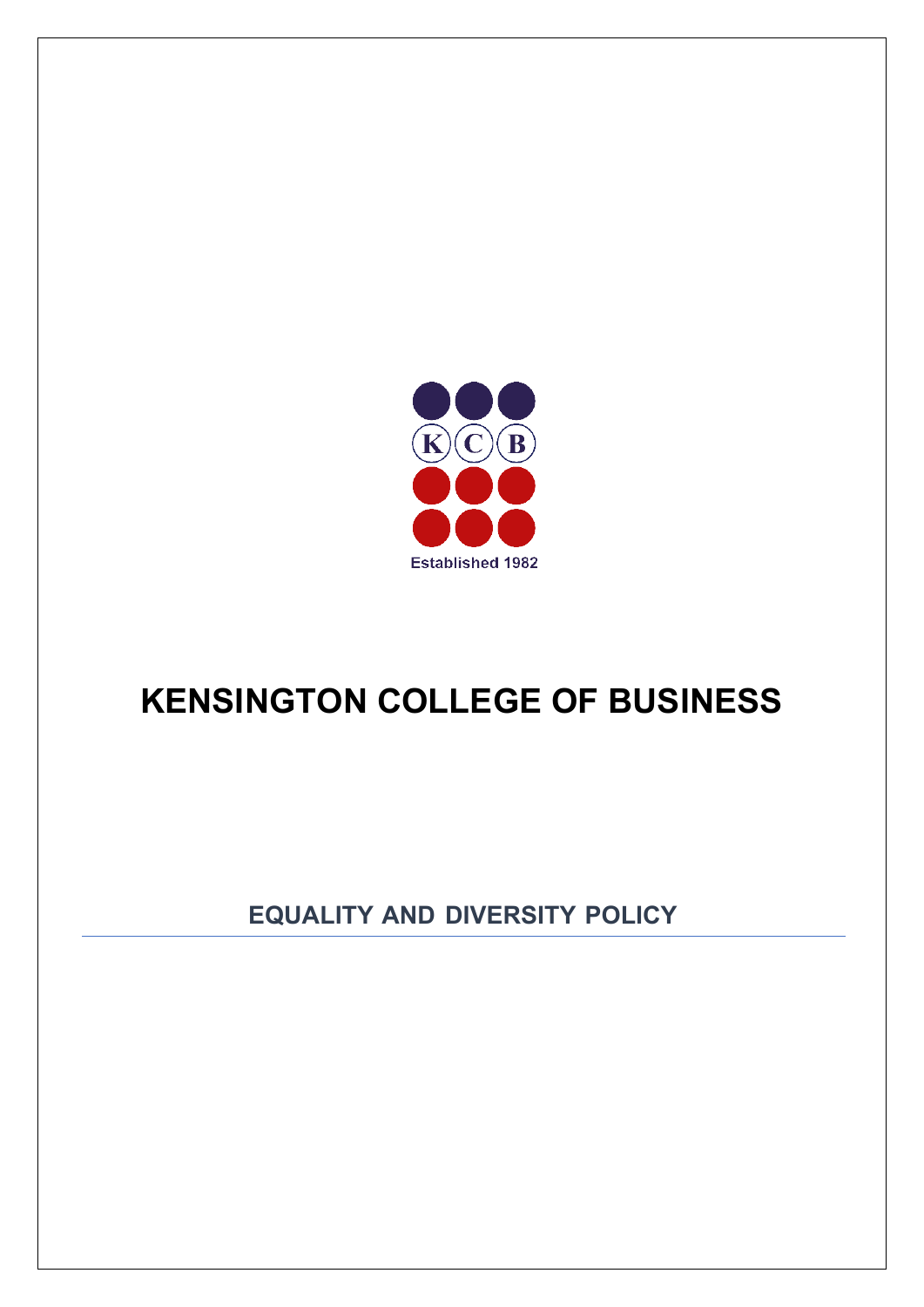KCB

Established 1982

# KENSINGTON COLLEGE OF BUSINESS

## EQUALITY AND DIVERSITY POLICY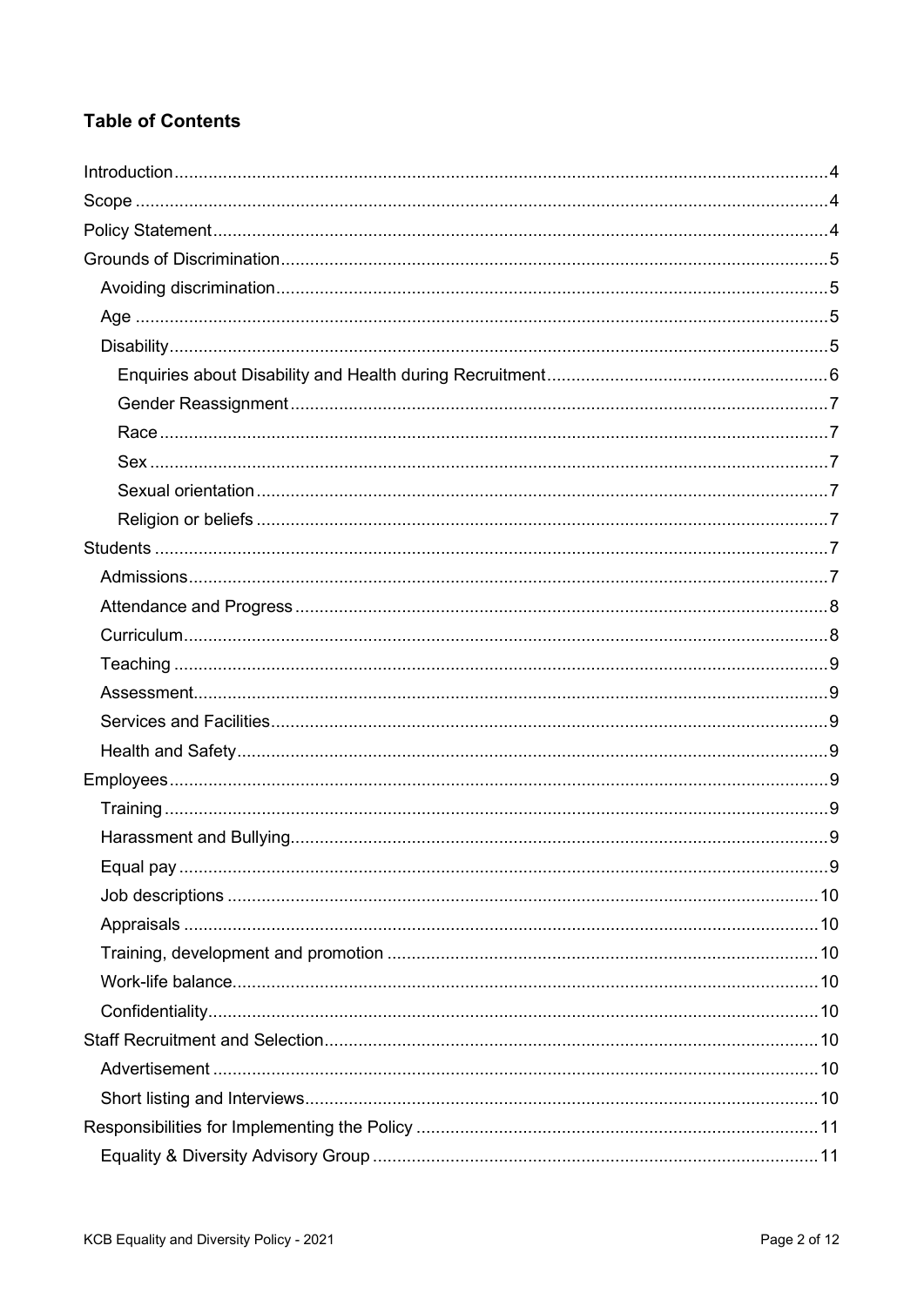## Table of Contents

- Introduction ..... 4
- Scope ..... 4
- Policy Statement ..... 4
- Grounds of Discrimination ..... 5
  - Avoiding discrimination ..... 5
  - Age ..... 5
  - Disability ..... 5
    - Enquiries about Disability and Health during Recruitment ..... 6
    - Gender Reassignment ..... 7
    - Race ..... 7
    - Sex ..... 7
    - Sexual orientation ..... 7
    - Religion or beliefs ..... 7
- Students ..... 7
  - Admissions ..... 7
  - Attendance and Progress ..... 8
  - Curriculum ..... 8
  - Teaching ..... 9
  - Assessment ..... 9
  - Services and Facilities ..... 9
  - Health and Safety ..... 9
- Employees ..... 9
  - Training ..... 9
  - Harassment and Bullying ..... 9
  - Equal pay ..... 9
  - Job descriptions ..... 10
  - Appraisals ..... 10
  - Training, development and promotion ..... 10
  - Work-life balance ..... 10
  - Confidentiality ..... 10
- Staff Recruitment and Selection ..... 10
  - Advertisement ..... 10
  - Short listing and Interviews ..... 10
- Responsibilities for Implementing the Policy ..... 11
  - Equality & Diversity Advisory Group ..... 11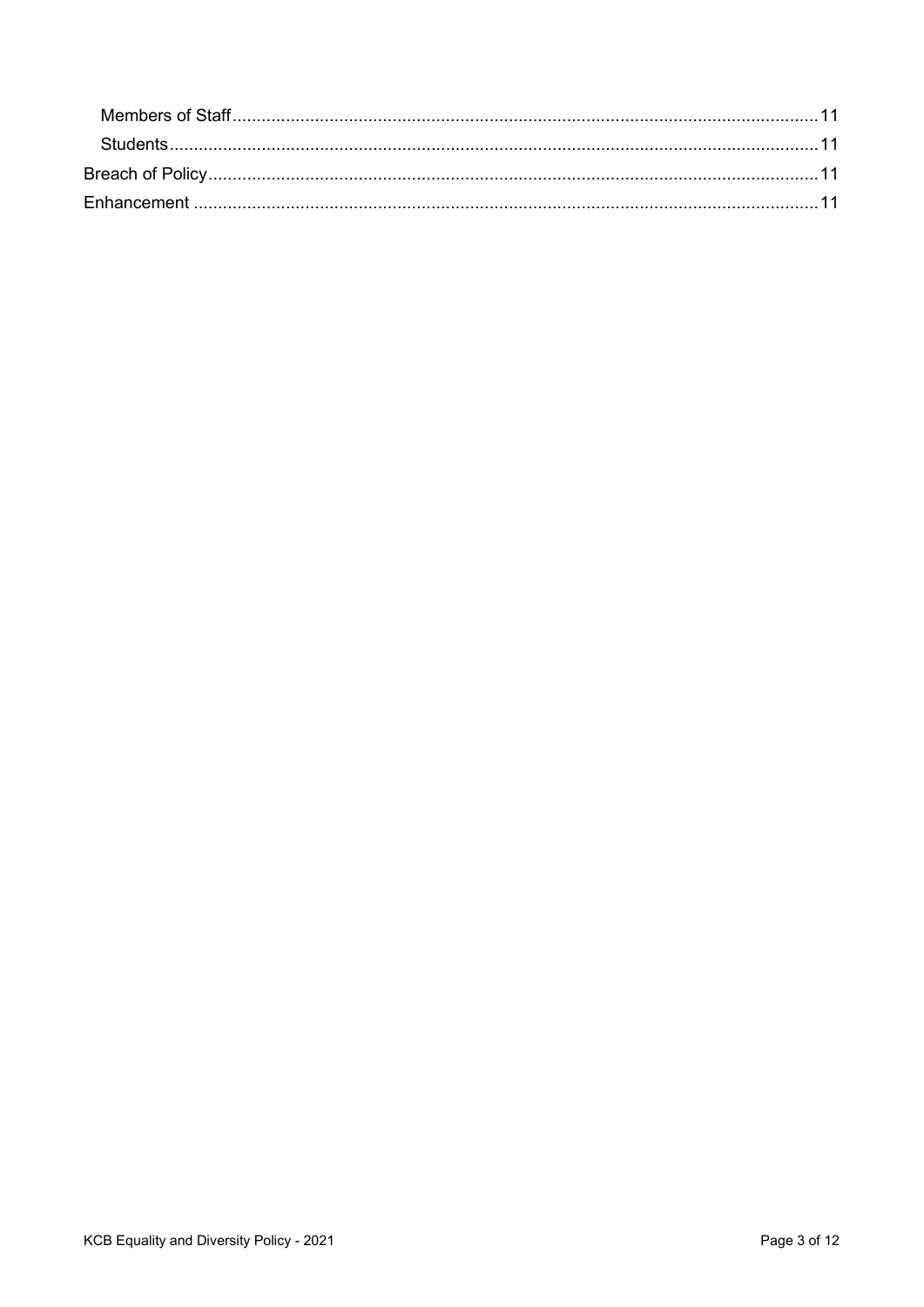- Members of Staff ..... 11
- Students ..... 11

Breach of Policy ..... 11

Enhancement ..... 11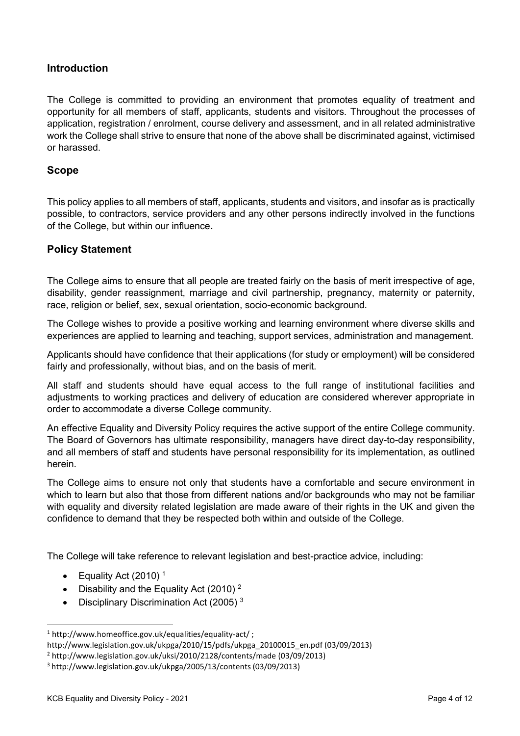## Introduction

The College is committed to providing an environment that promotes equality of treatment and opportunity for all members of staff, applicants, students and visitors. Throughout the processes of application, registration / enrolment, course delivery and assessment, and in all related administrative work the College shall strive to ensure that none of the above shall be discriminated against, victimised or harassed.

## Scope

This policy applies to all members of staff, applicants, students and visitors, and insofar as is practically possible, to contractors, service providers and any other persons indirectly involved in the functions of the College, but within our influence.

## Policy Statement

The College aims to ensure that all people are treated fairly on the basis of merit irrespective of age, disability, gender reassignment, marriage and civil partnership, pregnancy, maternity or paternity, race, religion or belief, sex, sexual orientation, socio-economic background.

The College wishes to provide a positive working and learning environment where diverse skills and experiences are applied to learning and teaching, support services, administration and management.

Applicants should have confidence that their applications (for study or employment) will be considered fairly and professionally, without bias, and on the basis of merit.

All staff and students should have equal access to the full range of institutional facilities and adjustments to working practices and delivery of education are considered wherever appropriate in order to accommodate a diverse College community.

An effective Equality and Diversity Policy requires the active support of the entire College community. The Board of Governors has ultimate responsibility, managers have direct day-to-day responsibility, and all members of staff and students have personal responsibility for its implementation, as outlined herein.

The College aims to ensure not only that students have a comfortable and secure environment in which to learn but also that those from different nations and/or backgrounds who may not be familiar with equality and diversity related legislation are made aware of their rights in the UK and given the confidence to demand that they be respected both within and outside of the College.

The College will take reference to relevant legislation and best-practice advice, including:

- Equality Act (2010) [1]
- Disability and the Equality Act (2010) [2]
- Disciplinary Discrimination Act (2005) [3]

---

[1] http://www.homeoffice.gov.uk/equalities/equality-act/ ;
http://www.legislation.gov.uk/ukpga/2010/15/pdfs/ukpga_20100015_en.pdf (03/09/2013)

[2] http://www.legislation.gov.uk/uksi/2010/2128/contents/made (03/09/2013)

[3] http://www.legislation.gov.uk/ukpga/2005/13/contents (03/09/2013)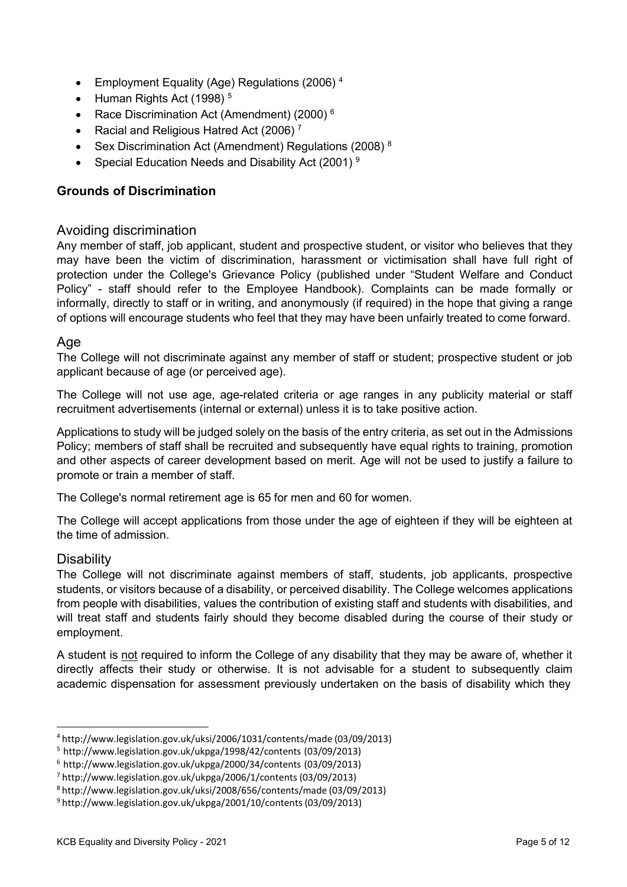- Employment Equality (Age) Regulations (2006) [4]
- Human Rights Act (1998) [5]
- Race Discrimination Act (Amendment) (2000) [6]
- Racial and Religious Hatred Act (2006) [7]
- Sex Discrimination Act (Amendment) Regulations (2008) [8]
- Special Education Needs and Disability Act (2001) [9]

**Grounds of Discrimination**

## Avoiding discrimination

Any member of staff, job applicant, student and prospective student, or visitor who believes that they may have been the victim of discrimination, harassment or victimisation shall have full right of protection under the College's Grievance Policy (published under "Student Welfare and Conduct Policy" - staff should refer to the Employee Handbook). Complaints can be made formally or informally, directly to staff or in writing, and anonymously (if required) in the hope that giving a range of options will encourage students who feel that they may have been unfairly treated to come forward.

## Age

The College will not discriminate against any member of staff or student; prospective student or job applicant because of age (or perceived age).

The College will not use age, age-related criteria or age ranges in any publicity material or staff recruitment advertisements (internal or external) unless it is to take positive action.

Applications to study will be judged solely on the basis of the entry criteria, as set out in the Admissions Policy; members of staff shall be recruited and subsequently have equal rights to training, promotion and other aspects of career development based on merit. Age will not be used to justify a failure to promote or train a member of staff.

The College's normal retirement age is 65 for men and 60 for women.

The College will accept applications from those under the age of eighteen if they will be eighteen at the time of admission.

## Disability

The College will not discriminate against members of staff, students, job applicants, prospective students, or visitors because of a disability, or perceived disability. The College welcomes applications from people with disabilities, values the contribution of existing staff and students with disabilities, and will treat staff and students fairly should they become disabled during the course of their study or employment.

A student is not required to inform the College of any disability that they may be aware of, whether it directly affects their study or otherwise. It is not advisable for a student to subsequently claim academic dispensation for assessment previously undertaken on the basis of disability which they

---

[4] http://www.legislation.gov.uk/uksi/2006/1031/contents/made (03/09/2013)
[5] http://www.legislation.gov.uk/ukpga/1998/42/contents (03/09/2013)
[6] http://www.legislation.gov.uk/ukpga/2000/34/contents (03/09/2013)
[7] http://www.legislation.gov.uk/ukpga/2006/1/contents (03/09/2013)
[8] http://www.legislation.gov.uk/uksi/2008/656/contents/made (03/09/2013)
[9] http://www.legislation.gov.uk/ukpga/2001/10/contents (03/09/2013)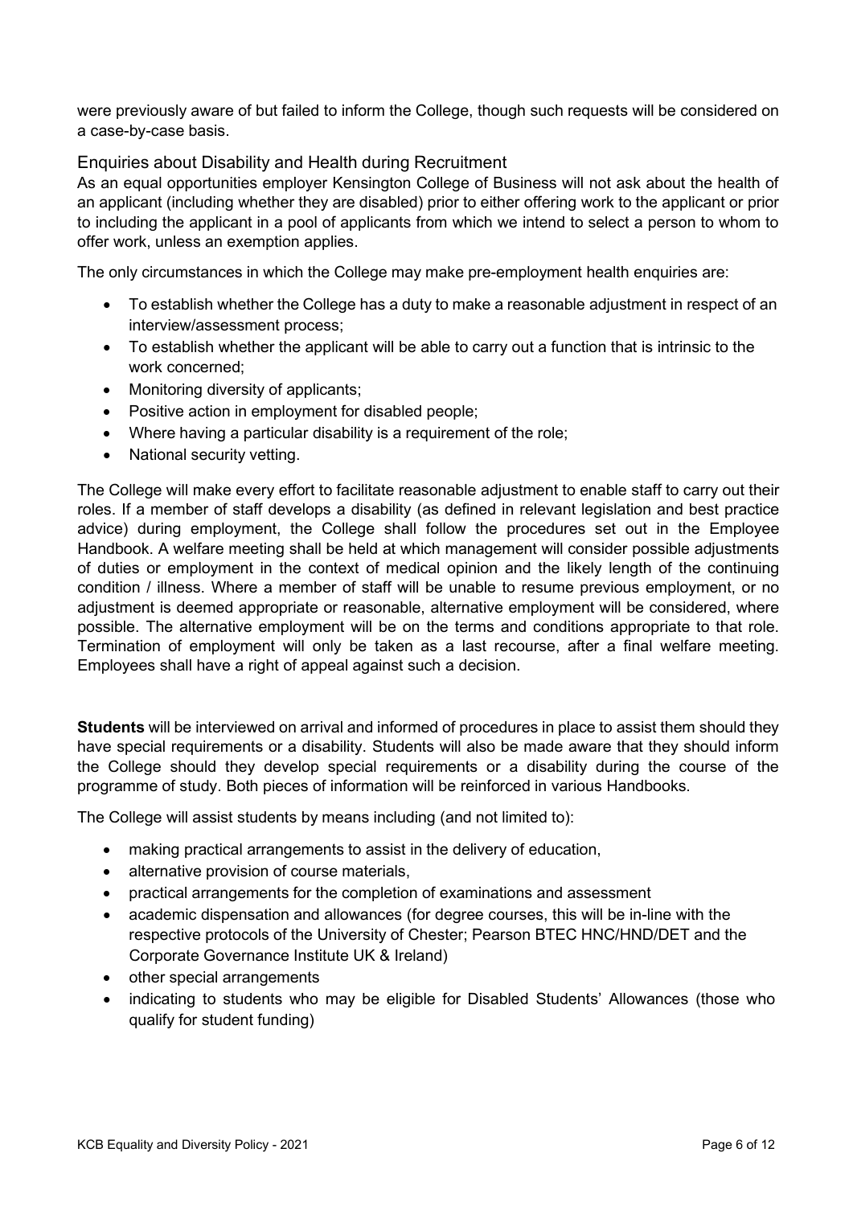were previously aware of but failed to inform the College, though such requests will be considered on a case-by-case basis.

### Enquiries about Disability and Health during Recruitment

As an equal opportunities employer Kensington College of Business will not ask about the health of an applicant (including whether they are disabled) prior to either offering work to the applicant or prior to including the applicant in a pool of applicants from which we intend to select a person to whom to offer work, unless an exemption applies.

The only circumstances in which the College may make pre-employment health enquiries are:

- To establish whether the College has a duty to make a reasonable adjustment in respect of an interview/assessment process;
- To establish whether the applicant will be able to carry out a function that is intrinsic to the work concerned;
- Monitoring diversity of applicants;
- Positive action in employment for disabled people;
- Where having a particular disability is a requirement of the role;
- National security vetting.

The College will make every effort to facilitate reasonable adjustment to enable staff to carry out their roles. If a member of staff develops a disability (as defined in relevant legislation and best practice advice) during employment, the College shall follow the procedures set out in the Employee Handbook. A welfare meeting shall be held at which management will consider possible adjustments of duties or employment in the context of medical opinion and the likely length of the continuing condition / illness. Where a member of staff will be unable to resume previous employment, or no adjustment is deemed appropriate or reasonable, alternative employment will be considered, where possible. The alternative employment will be on the terms and conditions appropriate to that role. Termination of employment will only be taken as a last recourse, after a final welfare meeting. Employees shall have a right of appeal against such a decision.

**Students** will be interviewed on arrival and informed of procedures in place to assist them should they have special requirements or a disability. Students will also be made aware that they should inform the College should they develop special requirements or a disability during the course of the programme of study. Both pieces of information will be reinforced in various Handbooks.

The College will assist students by means including (and not limited to):

- making practical arrangements to assist in the delivery of education,
- alternative provision of course materials,
- practical arrangements for the completion of examinations and assessment
- academic dispensation and allowances (for degree courses, this will be in-line with the respective protocols of the University of Chester; Pearson BTEC HNC/HND/DET and the Corporate Governance Institute UK & Ireland)
- other special arrangements
- indicating to students who may be eligible for Disabled Students' Allowances (those who qualify for student funding)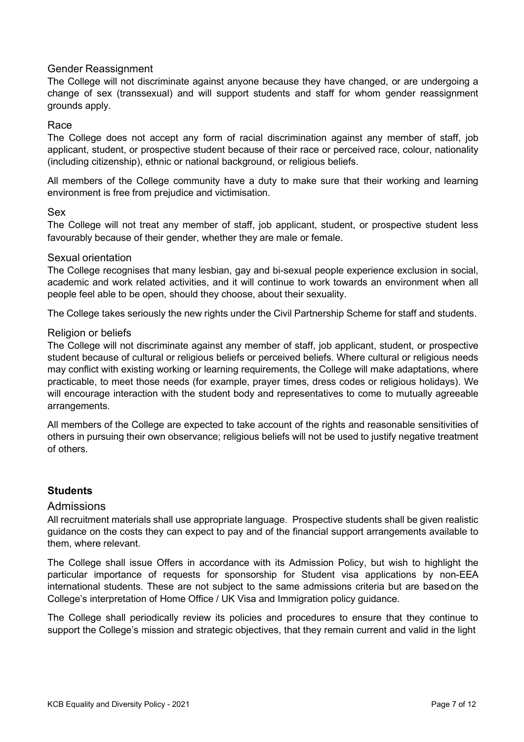### Gender Reassignment

The College will not discriminate against anyone because they have changed, or are undergoing a change of sex (transsexual) and will support students and staff for whom gender reassignment grounds apply.

### Race

The College does not accept any form of racial discrimination against any member of staff, job applicant, student, or prospective student because of their race or perceived race, colour, nationality (including citizenship), ethnic or national background, or religious beliefs.

All members of the College community have a duty to make sure that their working and learning environment is free from prejudice and victimisation.

### Sex

The College will not treat any member of staff, job applicant, student, or prospective student less favourably because of their gender, whether they are male or female.

### Sexual orientation

The College recognises that many lesbian, gay and bi-sexual people experience exclusion in social, academic and work related activities, and it will continue to work towards an environment when all people feel able to be open, should they choose, about their sexuality.

The College takes seriously the new rights under the Civil Partnership Scheme for staff and students.

### Religion or beliefs

The College will not discriminate against any member of staff, job applicant, student, or prospective student because of cultural or religious beliefs or perceived beliefs. Where cultural or religious needs may conflict with existing working or learning requirements, the College will make adaptations, where practicable, to meet those needs (for example, prayer times, dress codes or religious holidays). We will encourage interaction with the student body and representatives to come to mutually agreeable arrangements.

All members of the College are expected to take account of the rights and reasonable sensitivities of others in pursuing their own observance; religious beliefs will not be used to justify negative treatment of others.

## Students

### Admissions

All recruitment materials shall use appropriate language. Prospective students shall be given realistic guidance on the costs they can expect to pay and of the financial support arrangements available to them, where relevant.

The College shall issue Offers in accordance with its Admission Policy, but wish to highlight the particular importance of requests for sponsorship for Student visa applications by non-EEA international students. These are not subject to the same admissions criteria but are based on the College's interpretation of Home Office / UK Visa and Immigration policy guidance.

The College shall periodically review its policies and procedures to ensure that they continue to support the College's mission and strategic objectives, that they remain current and valid in the light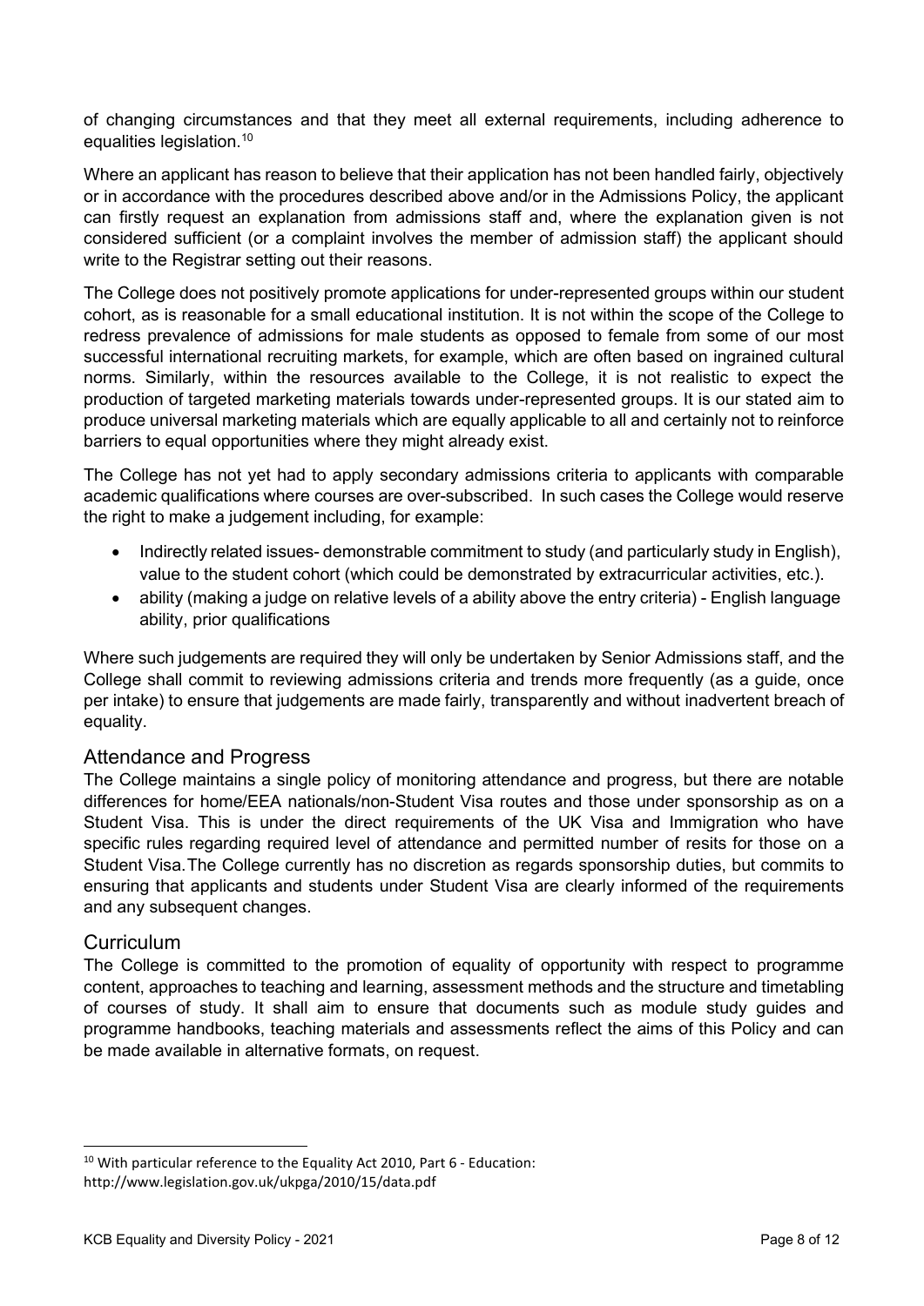of changing circumstances and that they meet all external requirements, including adherence to equalities legislation.[10]

Where an applicant has reason to believe that their application has not been handled fairly, objectively or in accordance with the procedures described above and/or in the Admissions Policy, the applicant can firstly request an explanation from admissions staff and, where the explanation given is not considered sufficient (or a complaint involves the member of admission staff) the applicant should write to the Registrar setting out their reasons.

The College does not positively promote applications for under-represented groups within our student cohort, as is reasonable for a small educational institution. It is not within the scope of the College to redress prevalence of admissions for male students as opposed to female from some of our most successful international recruiting markets, for example, which are often based on ingrained cultural norms. Similarly, within the resources available to the College, it is not realistic to expect the production of targeted marketing materials towards under-represented groups. It is our stated aim to produce universal marketing materials which are equally applicable to all and certainly not to reinforce barriers to equal opportunities where they might already exist.

The College has not yet had to apply secondary admissions criteria to applicants with comparable academic qualifications where courses are over-subscribed. In such cases the College would reserve the right to make a judgement including, for example:

- Indirectly related issues- demonstrable commitment to study (and particularly study in English), value to the student cohort (which could be demonstrated by extracurricular activities, etc.).
- ability (making a judge on relative levels of a ability above the entry criteria) - English language ability, prior qualifications

Where such judgements are required they will only be undertaken by Senior Admissions staff, and the College shall commit to reviewing admissions criteria and trends more frequently (as a guide, once per intake) to ensure that judgements are made fairly, transparently and without inadvertent breach of equality.

## Attendance and Progress

The College maintains a single policy of monitoring attendance and progress, but there are notable differences for home/EEA nationals/non-Student Visa routes and those under sponsorship as on a Student Visa. This is under the direct requirements of the UK Visa and Immigration who have specific rules regarding required level of attendance and permitted number of resits for those on a Student Visa.The College currently has no discretion as regards sponsorship duties, but commits to ensuring that applicants and students under Student Visa are clearly informed of the requirements and any subsequent changes.

## Curriculum

The College is committed to the promotion of equality of opportunity with respect to programme content, approaches to teaching and learning, assessment methods and the structure and timetabling of courses of study. It shall aim to ensure that documents such as module study guides and programme handbooks, teaching materials and assessments reflect the aims of this Policy and can be made available in alternative formats, on request.

[10] With particular reference to the Equality Act 2010, Part 6 - Education: http://www.legislation.gov.uk/ukpga/2010/15/data.pdf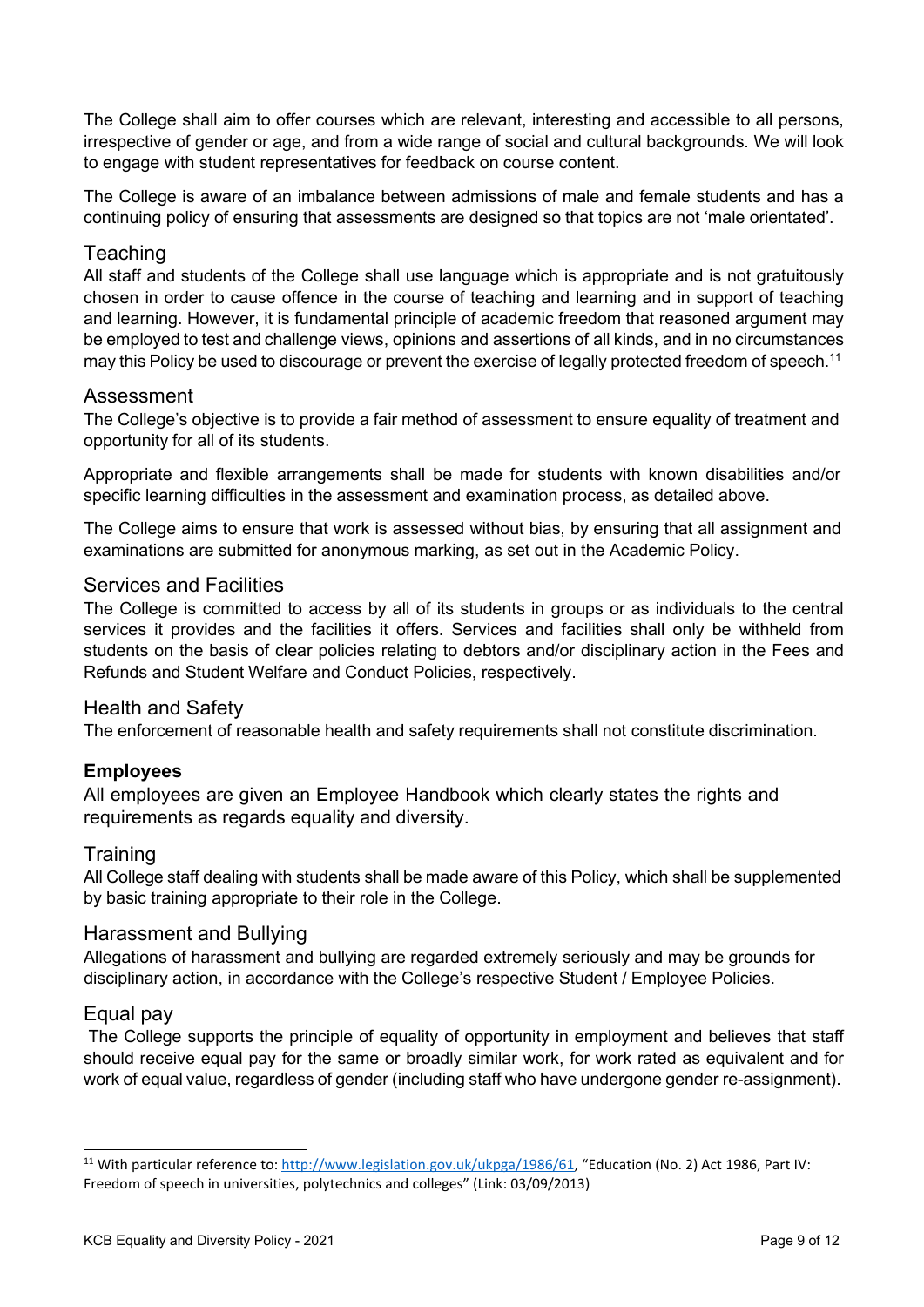The College shall aim to offer courses which are relevant, interesting and accessible to all persons, irrespective of gender or age, and from a wide range of social and cultural backgrounds. We will look to engage with student representatives for feedback on course content.

The College is aware of an imbalance between admissions of male and female students and has a continuing policy of ensuring that assessments are designed so that topics are not 'male orientated'.

### Teaching

All staff and students of the College shall use language which is appropriate and is not gratuitously chosen in order to cause offence in the course of teaching and learning and in support of teaching and learning. However, it is fundamental principle of academic freedom that reasoned argument may be employed to test and challenge views, opinions and assertions of all kinds, and in no circumstances may this Policy be used to discourage or prevent the exercise of legally protected freedom of speech.[11]

### Assessment

The College's objective is to provide a fair method of assessment to ensure equality of treatment and opportunity for all of its students.

Appropriate and flexible arrangements shall be made for students with known disabilities and/or specific learning difficulties in the assessment and examination process, as detailed above.

The College aims to ensure that work is assessed without bias, by ensuring that all assignment and examinations are submitted for anonymous marking, as set out in the Academic Policy.

### Services and Facilities

The College is committed to access by all of its students in groups or as individuals to the central services it provides and the facilities it offers. Services and facilities shall only be withheld from students on the basis of clear policies relating to debtors and/or disciplinary action in the Fees and Refunds and Student Welfare and Conduct Policies, respectively.

### Health and Safety

The enforcement of reasonable health and safety requirements shall not constitute discrimination.

## Employees

All employees are given an Employee Handbook which clearly states the rights and requirements as regards equality and diversity.

### Training

All College staff dealing with students shall be made aware of this Policy, which shall be supplemented by basic training appropriate to their role in the College.

### Harassment and Bullying

Allegations of harassment and bullying are regarded extremely seriously and may be grounds for disciplinary action, in accordance with the College's respective Student / Employee Policies.

### Equal pay

The College supports the principle of equality of opportunity in employment and believes that staff should receive equal pay for the same or broadly similar work, for work rated as equivalent and for work of equal value, regardless of gender (including staff who have undergone gender re-assignment).

---

[11] With particular reference to: http://www.legislation.gov.uk/ukpga/1986/61, "Education (No. 2) Act 1986, Part IV: Freedom of speech in universities, polytechnics and colleges" (Link: 03/09/2013)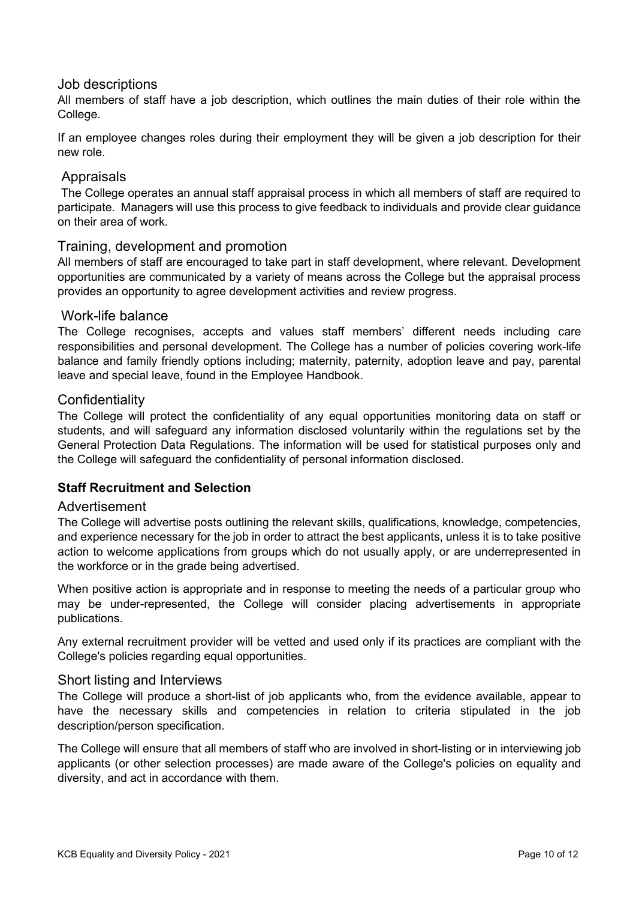### Job descriptions

All members of staff have a job description, which outlines the main duties of their role within the College.

If an employee changes roles during their employment they will be given a job description for their new role.

### Appraisals

The College operates an annual staff appraisal process in which all members of staff are required to participate. Managers will use this process to give feedback to individuals and provide clear guidance on their area of work.

### Training, development and promotion

All members of staff are encouraged to take part in staff development, where relevant. Development opportunities are communicated by a variety of means across the College but the appraisal process provides an opportunity to agree development activities and review progress.

### Work-life balance

The College recognises, accepts and values staff members' different needs including care responsibilities and personal development. The College has a number of policies covering work-life balance and family friendly options including; maternity, paternity, adoption leave and pay, parental leave and special leave, found in the Employee Handbook.

### Confidentiality

The College will protect the confidentiality of any equal opportunities monitoring data on staff or students, and will safeguard any information disclosed voluntarily within the regulations set by the General Protection Data Regulations. The information will be used for statistical purposes only and the College will safeguard the confidentiality of personal information disclosed.

## Staff Recruitment and Selection

### Advertisement

The College will advertise posts outlining the relevant skills, qualifications, knowledge, competencies, and experience necessary for the job in order to attract the best applicants, unless it is to take positive action to welcome applications from groups which do not usually apply, or are underrepresented in the workforce or in the grade being advertised.

When positive action is appropriate and in response to meeting the needs of a particular group who may be under-represented, the College will consider placing advertisements in appropriate publications.

Any external recruitment provider will be vetted and used only if its practices are compliant with the College's policies regarding equal opportunities.

### Short listing and Interviews

The College will produce a short-list of job applicants who, from the evidence available, appear to have the necessary skills and competencies in relation to criteria stipulated in the job description/person specification.

The College will ensure that all members of staff who are involved in short-listing or in interviewing job applicants (or other selection processes) are made aware of the College's policies on equality and diversity, and act in accordance with them.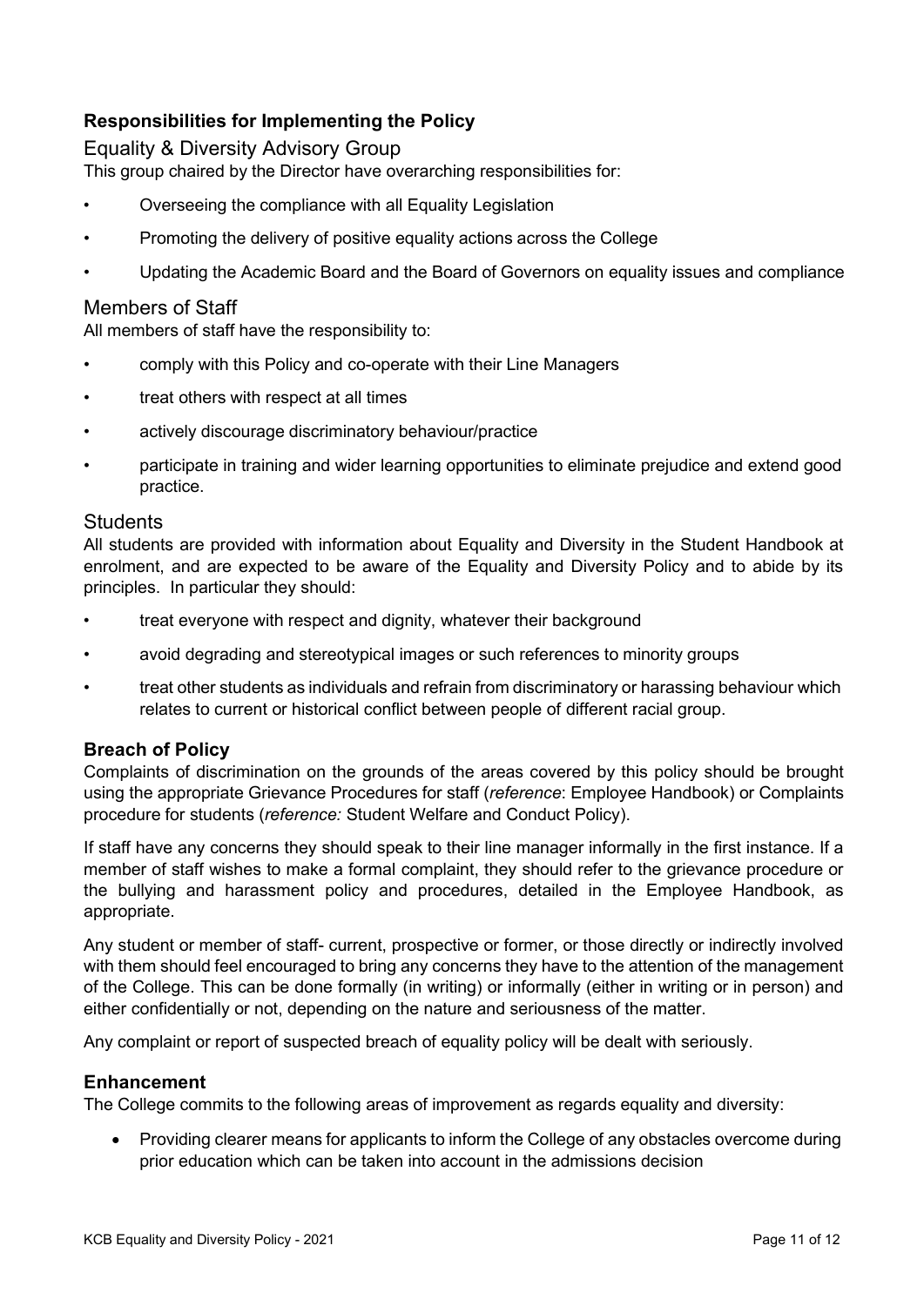## Responsibilities for Implementing the Policy

### Equality & Diversity Advisory Group

This group chaired by the Director have overarching responsibilities for:

- Overseeing the compliance with all Equality Legislation
- Promoting the delivery of positive equality actions across the College
- Updating the Academic Board and the Board of Governors on equality issues and compliance

### Members of Staff

All members of staff have the responsibility to:

- comply with this Policy and co-operate with their Line Managers
- treat others with respect at all times
- actively discourage discriminatory behaviour/practice
- participate in training and wider learning opportunities to eliminate prejudice and extend good practice.

### Students

All students are provided with information about Equality and Diversity in the Student Handbook at enrolment, and are expected to be aware of the Equality and Diversity Policy and to abide by its principles. In particular they should:

- treat everyone with respect and dignity, whatever their background
- avoid degrading and stereotypical images or such references to minority groups
- treat other students as individuals and refrain from discriminatory or harassing behaviour which relates to current or historical conflict between people of different racial group.

## Breach of Policy

Complaints of discrimination on the grounds of the areas covered by this policy should be brought using the appropriate Grievance Procedures for staff (*reference*: Employee Handbook) or Complaints procedure for students (*reference:* Student Welfare and Conduct Policy).

If staff have any concerns they should speak to their line manager informally in the first instance. If a member of staff wishes to make a formal complaint, they should refer to the grievance procedure or the bullying and harassment policy and procedures, detailed in the Employee Handbook, as appropriate.

Any student or member of staff- current, prospective or former, or those directly or indirectly involved with them should feel encouraged to bring any concerns they have to the attention of the management of the College. This can be done formally (in writing) or informally (either in writing or in person) and either confidentially or not, depending on the nature and seriousness of the matter.

Any complaint or report of suspected breach of equality policy will be dealt with seriously.

## Enhancement

The College commits to the following areas of improvement as regards equality and diversity:

- Providing clearer means for applicants to inform the College of any obstacles overcome during prior education which can be taken into account in the admissions decision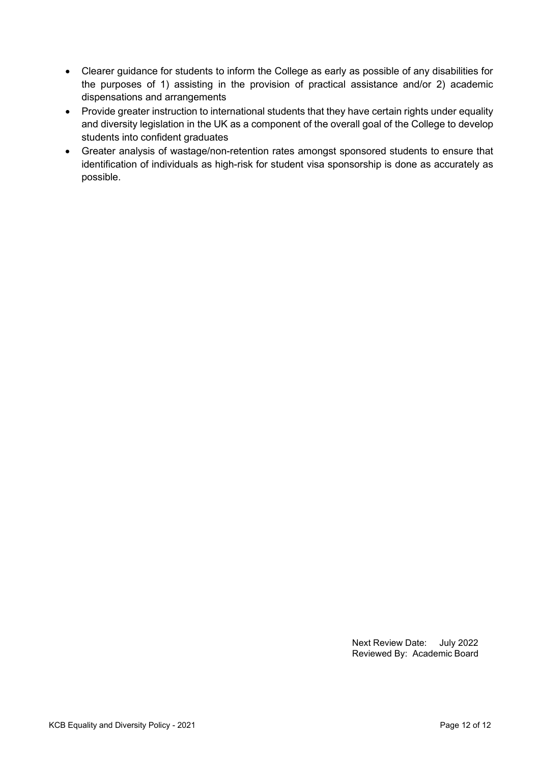- Clearer guidance for students to inform the College as early as possible of any disabilities for the purposes of 1) assisting in the provision of practical assistance and/or 2) academic dispensations and arrangements
- Provide greater instruction to international students that they have certain rights under equality and diversity legislation in the UK as a component of the overall goal of the College to develop students into confident graduates
- Greater analysis of wastage/non-retention rates amongst sponsored students to ensure that identification of individuals as high-risk for student visa sponsorship is done as accurately as possible.

Next Review Date: July 2022
Reviewed By: Academic Board